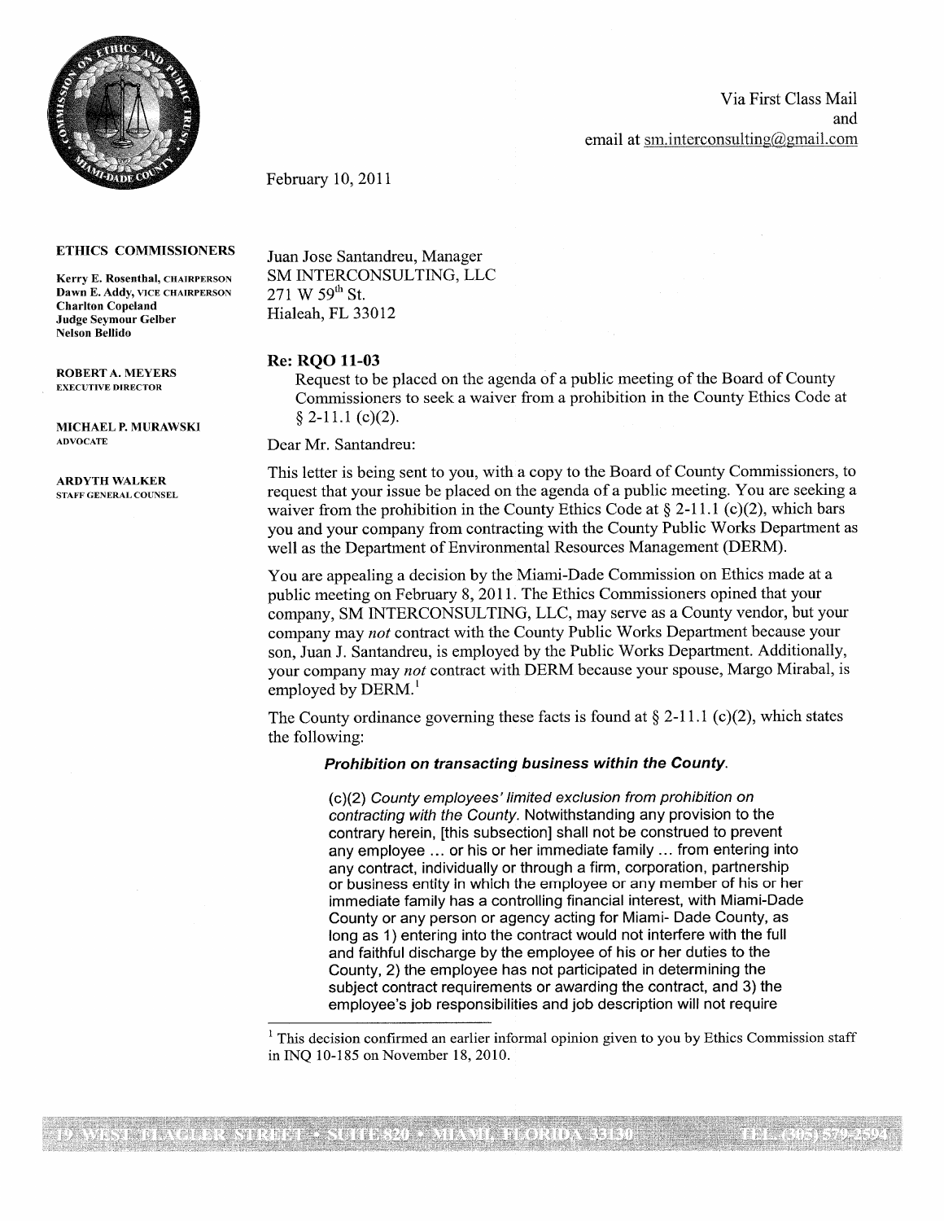Via First Class Mail
and
email at sm.interconsulting@gmail.com

February 10, 2011

**ETHICS COMMISSIONERS**

**Kerry E. Rosenthal, CHAIRPERSON**
**Dawn E. Addy, VICE CHAIRPERSON**
**Charlton Copeland**
**Judge Seymour Gelber**
**Nelson Bellido**

**ROBERT A. MEYERS**
**EXECUTIVE DIRECTOR**

**MICHAEL P. MURAWSKI**
**ADVOCATE**

**ARDYTH WALKER**
**STAFF GENERAL COUNSEL**

Juan Jose Santandreu, Manager
SM INTERCONSULTING, LLC
271 W 59th St.
Hialeah, FL 33012

**Re: RQO 11-03**

Request to be placed on the agenda of a public meeting of the Board of County Commissioners to seek a waiver from a prohibition in the County Ethics Code at § 2-11.1 (c)(2).

Dear Mr. Santandreu:

This letter is being sent to you, with a copy to the Board of County Commissioners, to request that your issue be placed on the agenda of a public meeting. You are seeking a waiver from the prohibition in the County Ethics Code at § 2-11.1 (c)(2), which bars you and your company from contracting with the County Public Works Department as well as the Department of Environmental Resources Management (DERM).

You are appealing a decision by the Miami-Dade Commission on Ethics made at a public meeting on February 8, 2011. The Ethics Commissioners opined that your company, SM INTERCONSULTING, LLC, may serve as a County vendor, but your company may *not* contract with the County Public Works Department because your son, Juan J. Santandreu, is employed by the Public Works Department. Additionally, your company may *not* contract with DERM because your spouse, Margo Mirabal, is employed by DERM.[1]

The County ordinance governing these facts is found at § 2-11.1 (c)(2), which states the following:

> ***Prohibition on transacting business within the County.***
>
> (c)(2) *County employees' limited exclusion from prohibition on contracting with the County.* Notwithstanding any provision to the contrary herein, [this subsection] shall not be construed to prevent any employee ... or his or her immediate family ... from entering into any contract, individually or through a firm, corporation, partnership or business entity in which the employee or any member of his or her immediate family has a controlling financial interest, with Miami-Dade County or any person or agency acting for Miami- Dade County, as long as 1) entering into the contract would not interfere with the full and faithful discharge by the employee of his or her duties to the County, 2) the employee has not participated in determining the subject contract requirements or awarding the contract, and 3) the employee's job responsibilities and job description will not require

[1] This decision confirmed an earlier informal opinion given to you by Ethics Commission staff in INQ 10-185 on November 18, 2010.

19 WEST FLAGLER STREET • SUITE 820 • MIAMI, FLORIDA 33130 TEL (305) 579-2594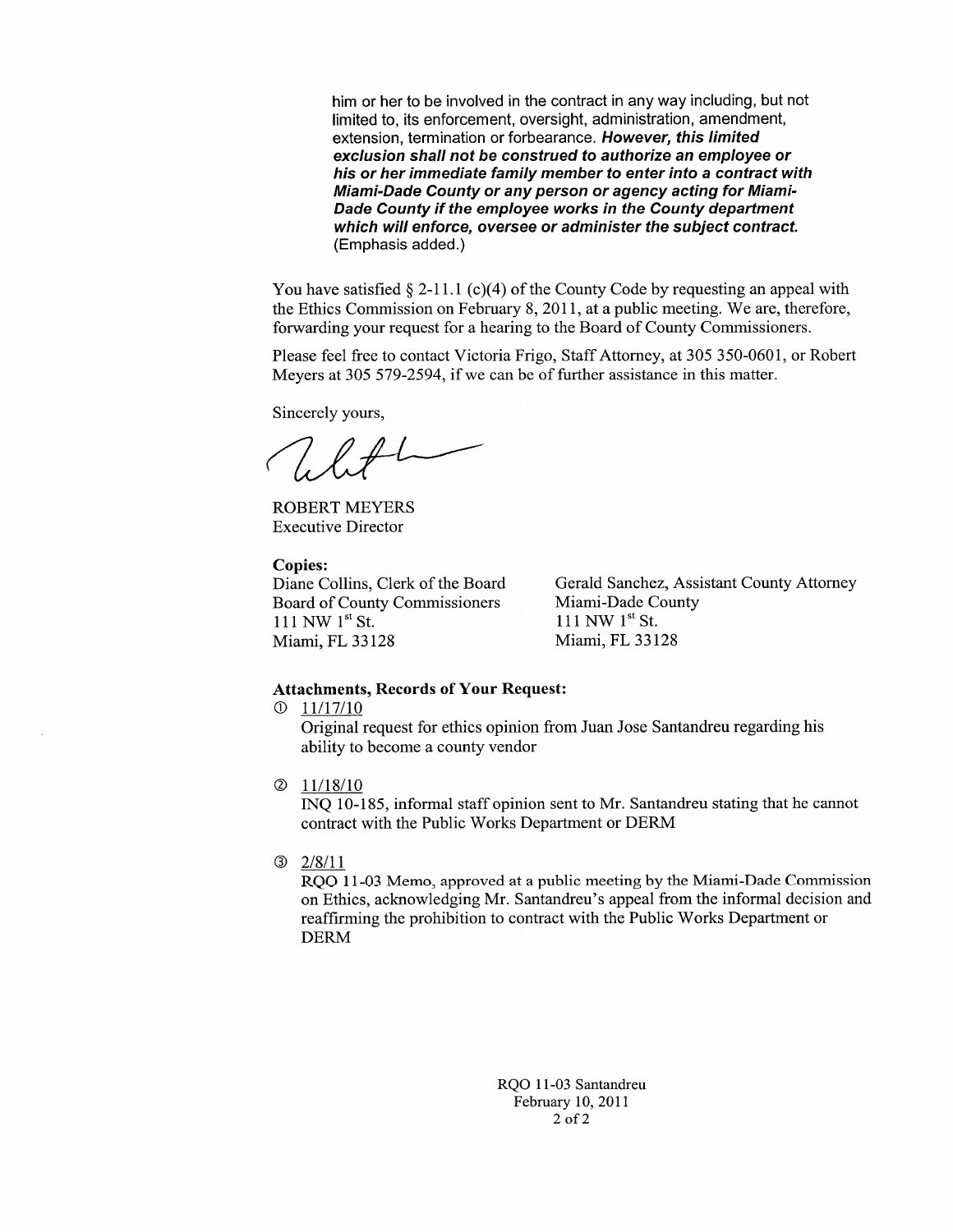> him or her to be involved in the contract in any way including, but not limited to, its enforcement, oversight, administration, amendment, extension, termination or forbearance. ***However, this limited exclusion shall not be construed to authorize an employee or his or her immediate family member to enter into a contract with Miami-Dade County or any person or agency acting for Miami-Dade County if the employee works in the County department which will enforce, oversee or administer the subject contract.*** (Emphasis added.)

You have satisfied § 2-11.1 (c)(4) of the County Code by requesting an appeal with the Ethics Commission on February 8, 2011, at a public meeting. We are, therefore, forwarding your request for a hearing to the Board of County Commissioners.

Please feel free to contact Victoria Frigo, Staff Attorney, at 305 350-0601, or Robert Meyers at 305 579-2594, if we can be of further assistance in this matter.

Sincerely yours,

ROBERT MEYERS
Executive Director

**Copies:**

Diane Collins, Clerk of the Board
Board of County Commissioners
111 NW 1st St.
Miami, FL 33128

Gerald Sanchez, Assistant County Attorney
Miami-Dade County
111 NW 1st St.
Miami, FL 33128

**Attachments, Records of Your Request:**

① 11/17/10
Original request for ethics opinion from Juan Jose Santandreu regarding his ability to become a county vendor

② 11/18/10
INQ 10-185, informal staff opinion sent to Mr. Santandreu stating that he cannot contract with the Public Works Department or DERM

③ 2/8/11
RQO 11-03 Memo, approved at a public meeting by the Miami-Dade Commission on Ethics, acknowledging Mr. Santandreu's appeal from the informal decision and reaffirming the prohibition to contract with the Public Works Department or DERM